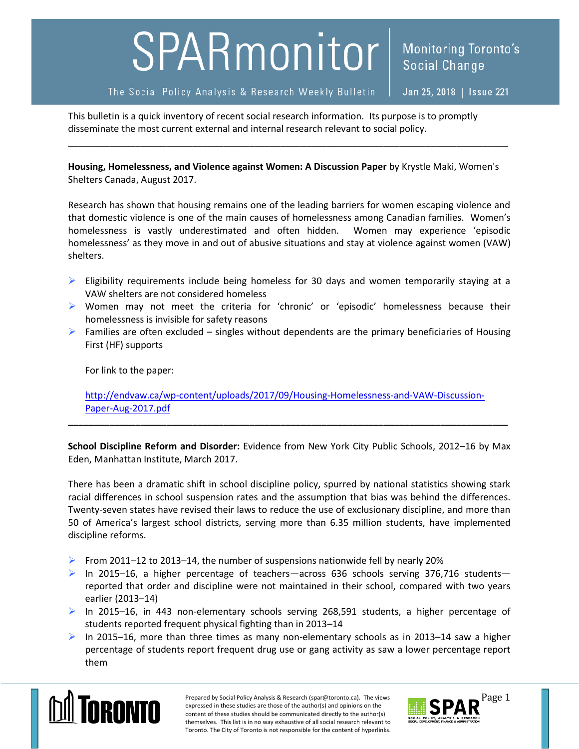# SPARmonitor

The Social Policy Analysis & Research Weekly Bulletin

Monitoring Toronto's Social Change

Jan 25, 2018 | Issue 221

This bulletin is a quick inventory of recent social research information. Its purpose is to promptly disseminate the most current external and internal research relevant to social policy.

---

**Housing, Homelessness, and Violence against Women: A Discussion Paper** by Krystle Maki, Women's Shelters Canada, August 2017.

Research has shown that housing remains one of the leading barriers for women escaping violence and that domestic violence is one of the main causes of homelessness among Canadian families. Women's homelessness is vastly underestimated and often hidden. Women may experience 'episodic homelessness' as they move in and out of abusive situations and stay at violence against women (VAW) shelters.

- Eligibility requirements include being homeless for 30 days and women temporarily staying at a VAW shelters are not considered homeless
- Women may not meet the criteria for 'chronic' or 'episodic' homelessness because their homelessness is invisible for safety reasons
- Families are often excluded – singles without dependents are the primary beneficiaries of Housing First (HF) supports

For link to the paper:

http://endvaw.ca/wp-content/uploads/2017/09/Housing-Homelessness-and-VAW-Discussion-Paper-Aug-2017.pdf

---

**School Discipline Reform and Disorder:** Evidence from New York City Public Schools, 2012–16 by Max Eden, Manhattan Institute, March 2017.

There has been a dramatic shift in school discipline policy, spurred by national statistics showing stark racial differences in school suspension rates and the assumption that bias was behind the differences. Twenty-seven states have revised their laws to reduce the use of exclusionary discipline, and more than 50 of America's largest school districts, serving more than 6.35 million students, have implemented discipline reforms.

- From 2011–12 to 2013–14, the number of suspensions nationwide fell by nearly 20%
- In 2015–16, a higher percentage of teachers—across 636 schools serving 376,716 students—reported that order and discipline were not maintained in their school, compared with two years earlier (2013–14)
- In 2015–16, in 443 non-elementary schools serving 268,591 students, a higher percentage of students reported frequent physical fighting than in 2013–14
- In 2015–16, more than three times as many non-elementary schools as in 2013–14 saw a higher percentage of students report frequent drug use or gang activity as saw a lower percentage report them

Prepared by Social Policy Analysis & Research (spar@toronto.ca). The views expressed in these studies are those of the author(s) and opinions on the content of these studies should be communicated directly to the author(s) themselves. This list is in no way exhaustive of all social research relevant to Toronto. The City of Toronto is not responsible for the content of hyperlinks.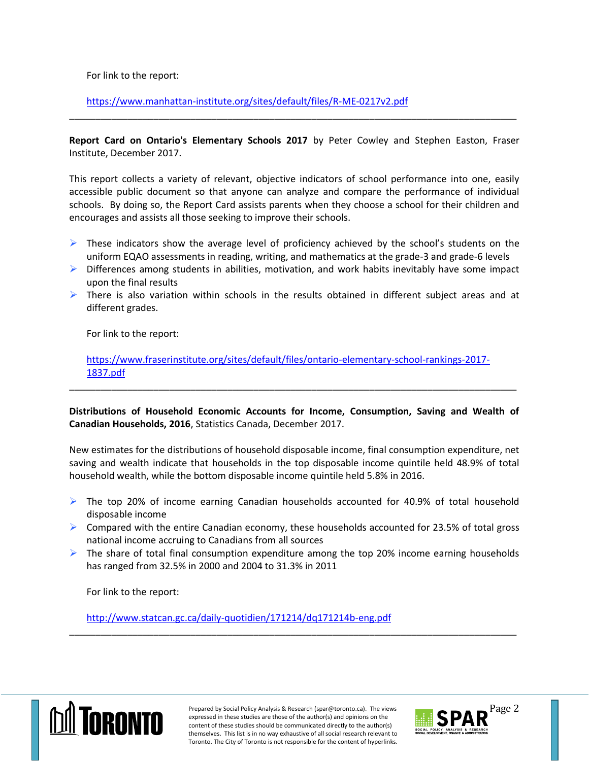For link to the report:

https://www.manhattan-institute.org/sites/default/files/R-ME-0217v2.pdf

---

**Report Card on Ontario's Elementary Schools 2017** by Peter Cowley and Stephen Easton, Fraser Institute, December 2017.

This report collects a variety of relevant, objective indicators of school performance into one, easily accessible public document so that anyone can analyze and compare the performance of individual schools. By doing so, the Report Card assists parents when they choose a school for their children and encourages and assists all those seeking to improve their schools.

- These indicators show the average level of proficiency achieved by the school's students on the uniform EQAO assessments in reading, writing, and mathematics at the grade-3 and grade-6 levels
- Differences among students in abilities, motivation, and work habits inevitably have some impact upon the final results
- There is also variation within schools in the results obtained in different subject areas and at different grades.

For link to the report:

https://www.fraserinstitute.org/sites/default/files/ontario-elementary-school-rankings-2017-1837.pdf

---

**Distributions of Household Economic Accounts for Income, Consumption, Saving and Wealth of Canadian Households, 2016**, Statistics Canada, December 2017.

New estimates for the distributions of household disposable income, final consumption expenditure, net saving and wealth indicate that households in the top disposable income quintile held 48.9% of total household wealth, while the bottom disposable income quintile held 5.8% in 2016.

- The top 20% of income earning Canadian households accounted for 40.9% of total household disposable income
- Compared with the entire Canadian economy, these households accounted for 23.5% of total gross national income accruing to Canadians from all sources
- The share of total final consumption expenditure among the top 20% income earning households has ranged from 32.5% in 2000 and 2004 to 31.3% in 2011

For link to the report:

http://www.statcan.gc.ca/daily-quotidien/171214/dq171214b-eng.pdf

---

Prepared by Social Policy Analysis & Research (spar@toronto.ca). The views expressed in these studies are those of the author(s) and opinions on the content of these studies should be communicated directly to the author(s) themselves. This list is in no way exhaustive of all social research relevant to Toronto. The City of Toronto is not responsible for the content of hyperlinks.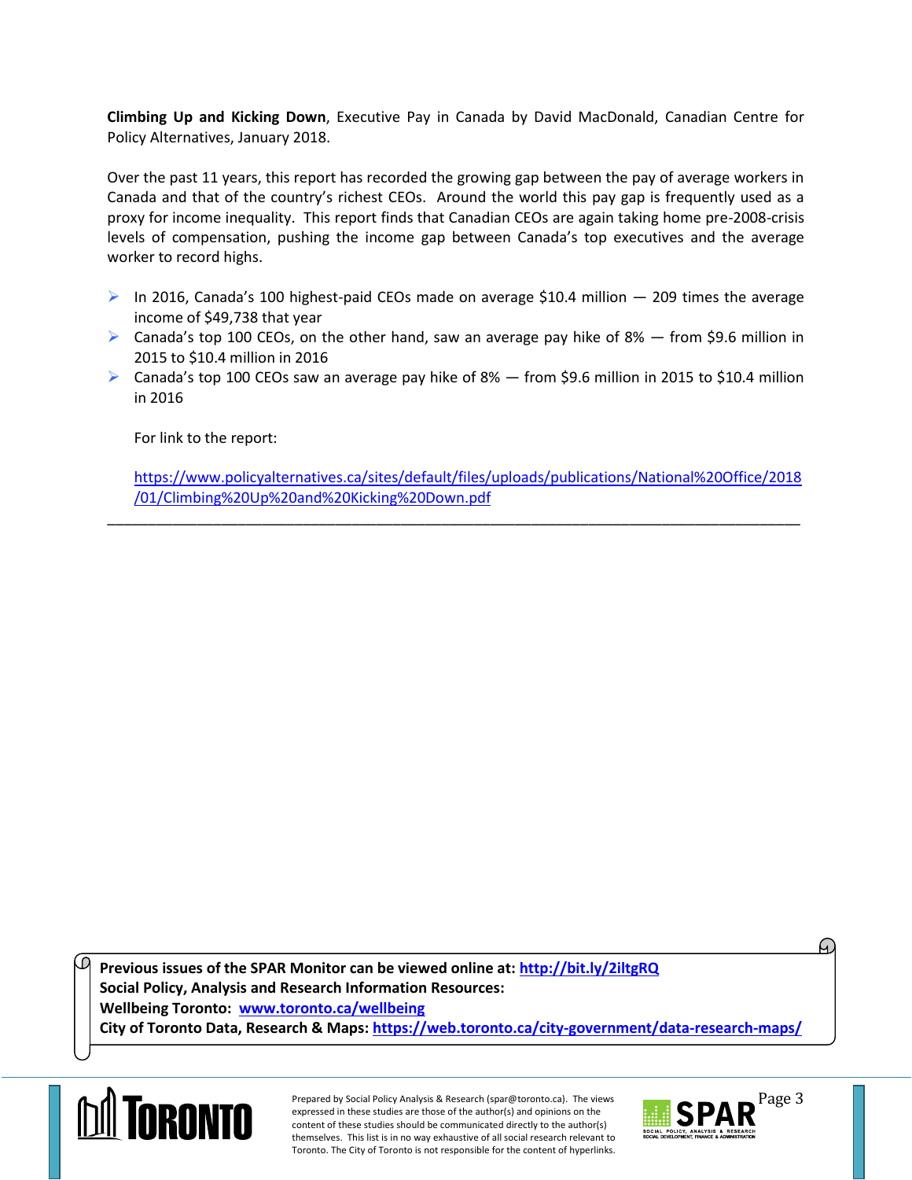**Climbing Up and Kicking Down**, Executive Pay in Canada by David MacDonald, Canadian Centre for Policy Alternatives, January 2018.

Over the past 11 years, this report has recorded the growing gap between the pay of average workers in Canada and that of the country's richest CEOs. Around the world this pay gap is frequently used as a proxy for income inequality. This report finds that Canadian CEOs are again taking home pre-2008-crisis levels of compensation, pushing the income gap between Canada's top executives and the average worker to record highs.

- In 2016, Canada's 100 highest-paid CEOs made on average $10.4 million — 209 times the average income of $49,738 that year
- Canada's top 100 CEOs, on the other hand, saw an average pay hike of 8% — from $9.6 million in 2015 to $10.4 million in 2016
- Canada's top 100 CEOs saw an average pay hike of 8% — from $9.6 million in 2015 to $10.4 million in 2016

For link to the report:

https://www.policyalternatives.ca/sites/default/files/uploads/publications/National%20Office/2018/01/Climbing%20Up%20and%20Kicking%20Down.pdf

---

**Previous issues of the SPAR Monitor can be viewed online at: http://bit.ly/2iltgRQ**
**Social Policy, Analysis and Research Information Resources:**
**Wellbeing Toronto: www.toronto.ca/wellbeing**
**City of Toronto Data, Research & Maps: https://web.toronto.ca/city-government/data-research-maps/**

Prepared by Social Policy Analysis & Research (spar@toronto.ca). The views expressed in these studies are those of the author(s) and opinions on the content of these studies should be communicated directly to the author(s) themselves. This list is in no way exhaustive of all social research relevant to Toronto. The City of Toronto is not responsible for the content of hyperlinks.